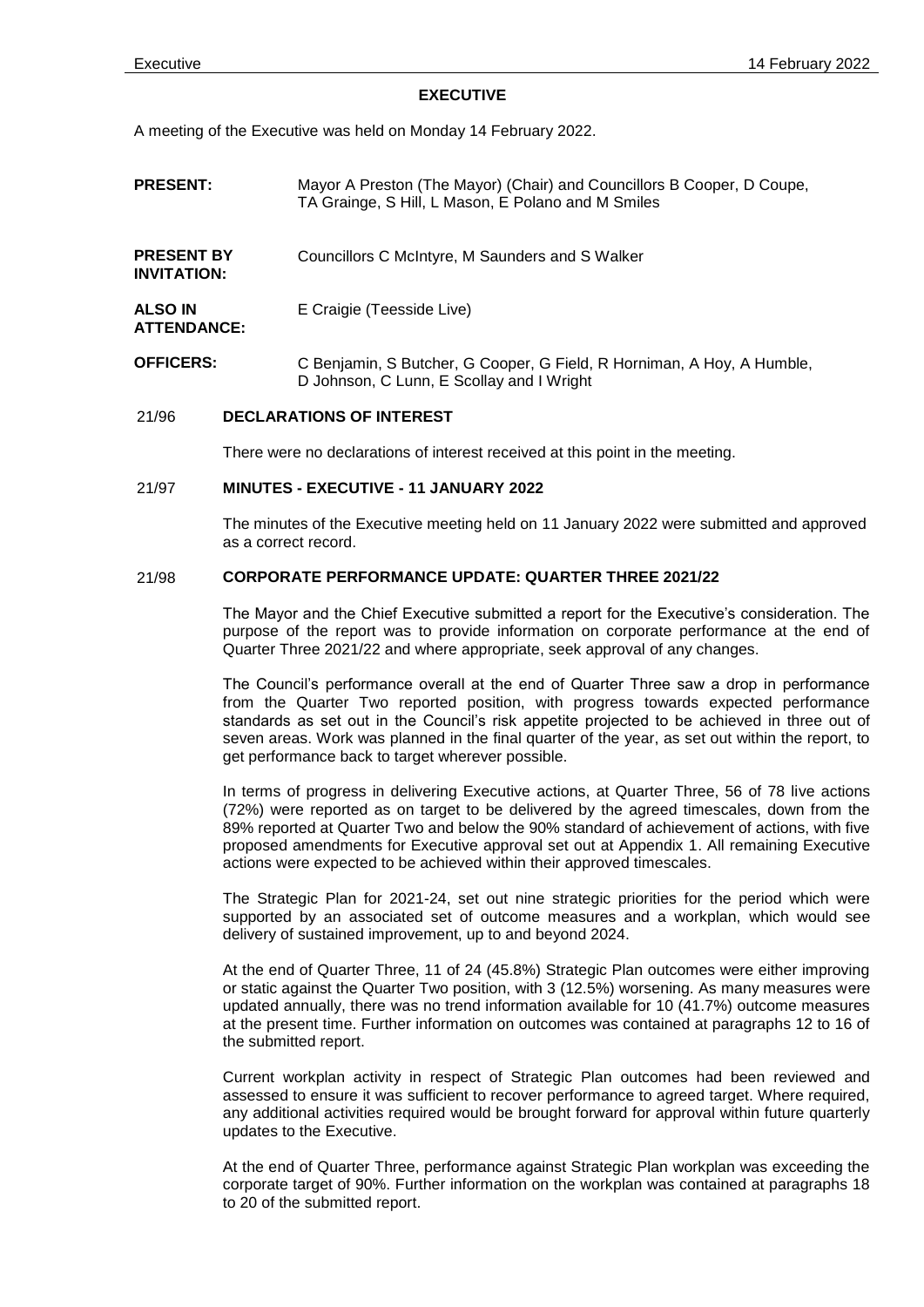# EXECUTIVE

A meeting of the Executive was held on Monday 14 February 2022.

| | |
|---|---|
| **PRESENT:** | Mayor A Preston (The Mayor) (Chair) and Councillors B Cooper, D Coupe, TA Grainge, S Hill, L Mason, E Polano and M Smiles |
| **PRESENT BY INVITATION:** | Councillors C McIntyre, M Saunders and S Walker |
| **ALSO IN ATTENDANCE:** | E Craigie (Teesside Live) |
| **OFFICERS:** | C Benjamin, S Butcher, G Cooper, G Field, R Horniman, A Hoy, A Humble, D Johnson, C Lunn, E Scollay and I Wright |

## 21/96 DECLARATIONS OF INTEREST

There were no declarations of interest received at this point in the meeting.

## 21/97 MINUTES - EXECUTIVE - 11 JANUARY 2022

The minutes of the Executive meeting held on 11 January 2022 were submitted and approved as a correct record.

## 21/98 CORPORATE PERFORMANCE UPDATE: QUARTER THREE 2021/22

The Mayor and the Chief Executive submitted a report for the Executive's consideration. The purpose of the report was to provide information on corporate performance at the end of Quarter Three 2021/22 and where appropriate, seek approval of any changes.

The Council's performance overall at the end of Quarter Three saw a drop in performance from the Quarter Two reported position, with progress towards expected performance standards as set out in the Council's risk appetite projected to be achieved in three out of seven areas. Work was planned in the final quarter of the year, as set out within the report, to get performance back to target wherever possible.

In terms of progress in delivering Executive actions, at Quarter Three, 56 of 78 live actions (72%) were reported as on target to be delivered by the agreed timescales, down from the 89% reported at Quarter Two and below the 90% standard of achievement of actions, with five proposed amendments for Executive approval set out at Appendix 1. All remaining Executive actions were expected to be achieved within their approved timescales.

The Strategic Plan for 2021-24, set out nine strategic priorities for the period which were supported by an associated set of outcome measures and a workplan, which would see delivery of sustained improvement, up to and beyond 2024.

At the end of Quarter Three, 11 of 24 (45.8%) Strategic Plan outcomes were either improving or static against the Quarter Two position, with 3 (12.5%) worsening. As many measures were updated annually, there was no trend information available for 10 (41.7%) outcome measures at the present time. Further information on outcomes was contained at paragraphs 12 to 16 of the submitted report.

Current workplan activity in respect of Strategic Plan outcomes had been reviewed and assessed to ensure it was sufficient to recover performance to agreed target. Where required, any additional activities required would be brought forward for approval within future quarterly updates to the Executive.

At the end of Quarter Three, performance against Strategic Plan workplan was exceeding the corporate target of 90%. Further information on the workplan was contained at paragraphs 18 to 20 of the submitted report.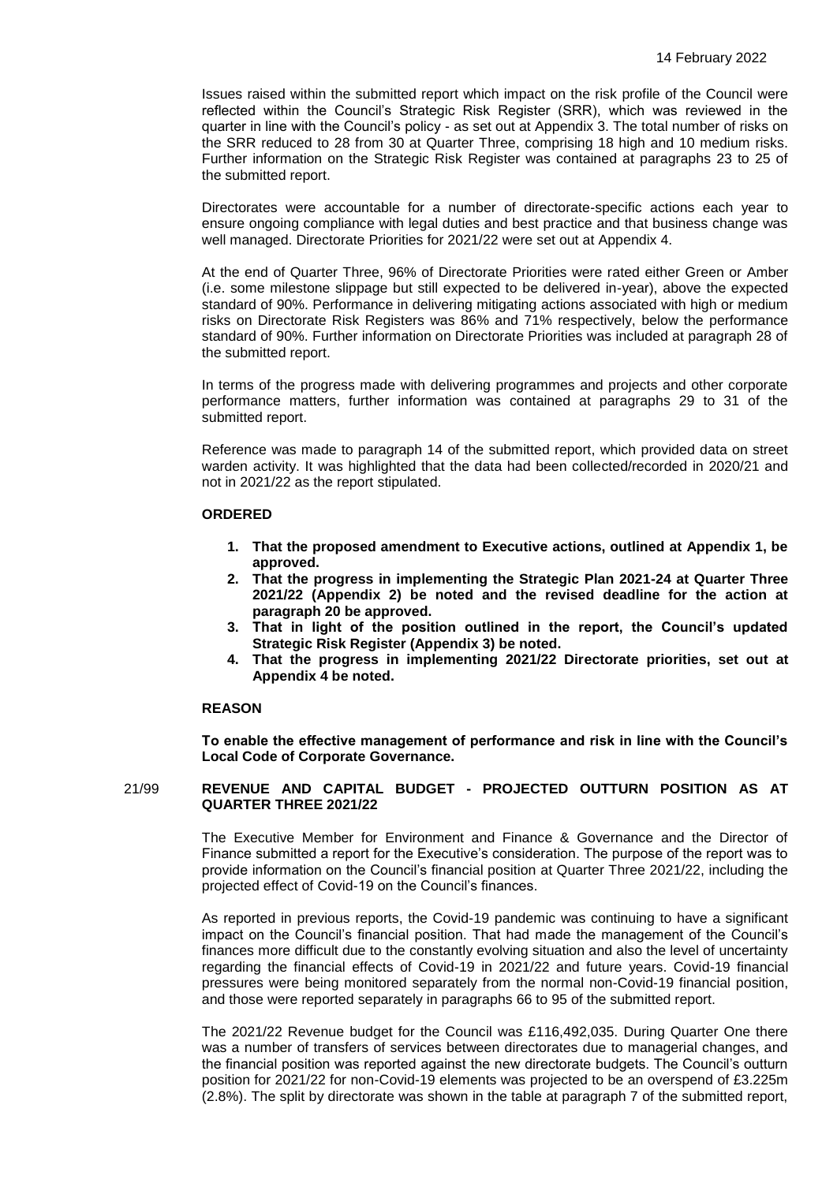Issues raised within the submitted report which impact on the risk profile of the Council were reflected within the Council's Strategic Risk Register (SRR), which was reviewed in the quarter in line with the Council's policy - as set out at Appendix 3. The total number of risks on the SRR reduced to 28 from 30 at Quarter Three, comprising 18 high and 10 medium risks. Further information on the Strategic Risk Register was contained at paragraphs 23 to 25 of the submitted report.

Directorates were accountable for a number of directorate-specific actions each year to ensure ongoing compliance with legal duties and best practice and that business change was well managed. Directorate Priorities for 2021/22 were set out at Appendix 4.

At the end of Quarter Three, 96% of Directorate Priorities were rated either Green or Amber (i.e. some milestone slippage but still expected to be delivered in-year), above the expected standard of 90%. Performance in delivering mitigating actions associated with high or medium risks on Directorate Risk Registers was 86% and 71% respectively, below the performance standard of 90%. Further information on Directorate Priorities was included at paragraph 28 of the submitted report.

In terms of the progress made with delivering programmes and projects and other corporate performance matters, further information was contained at paragraphs 29 to 31 of the submitted report.

Reference was made to paragraph 14 of the submitted report, which provided data on street warden activity. It was highlighted that the data had been collected/recorded in 2020/21 and not in 2021/22 as the report stipulated.

**ORDERED**

1. **That the proposed amendment to Executive actions, outlined at Appendix 1, be approved.**
2. **That the progress in implementing the Strategic Plan 2021-24 at Quarter Three 2021/22 (Appendix 2) be noted and the revised deadline for the action at paragraph 20 be approved.**
3. **That in light of the position outlined in the report, the Council's updated Strategic Risk Register (Appendix 3) be noted.**
4. **That the progress in implementing 2021/22 Directorate priorities, set out at Appendix 4 be noted.**

**REASON**

**To enable the effective management of performance and risk in line with the Council's Local Code of Corporate Governance.**

## 21/99 REVENUE AND CAPITAL BUDGET - PROJECTED OUTTURN POSITION AS AT QUARTER THREE 2021/22

The Executive Member for Environment and Finance & Governance and the Director of Finance submitted a report for the Executive's consideration. The purpose of the report was to provide information on the Council's financial position at Quarter Three 2021/22, including the projected effect of Covid-19 on the Council's finances.

As reported in previous reports, the Covid-19 pandemic was continuing to have a significant impact on the Council's financial position. That had made the management of the Council's finances more difficult due to the constantly evolving situation and also the level of uncertainty regarding the financial effects of Covid-19 in 2021/22 and future years. Covid-19 financial pressures were being monitored separately from the normal non-Covid-19 financial position, and those were reported separately in paragraphs 66 to 95 of the submitted report.

The 2021/22 Revenue budget for the Council was £116,492,035. During Quarter One there was a number of transfers of services between directorates due to managerial changes, and the financial position was reported against the new directorate budgets. The Council's outturn position for 2021/22 for non-Covid-19 elements was projected to be an overspend of £3.225m (2.8%). The split by directorate was shown in the table at paragraph 7 of the submitted report,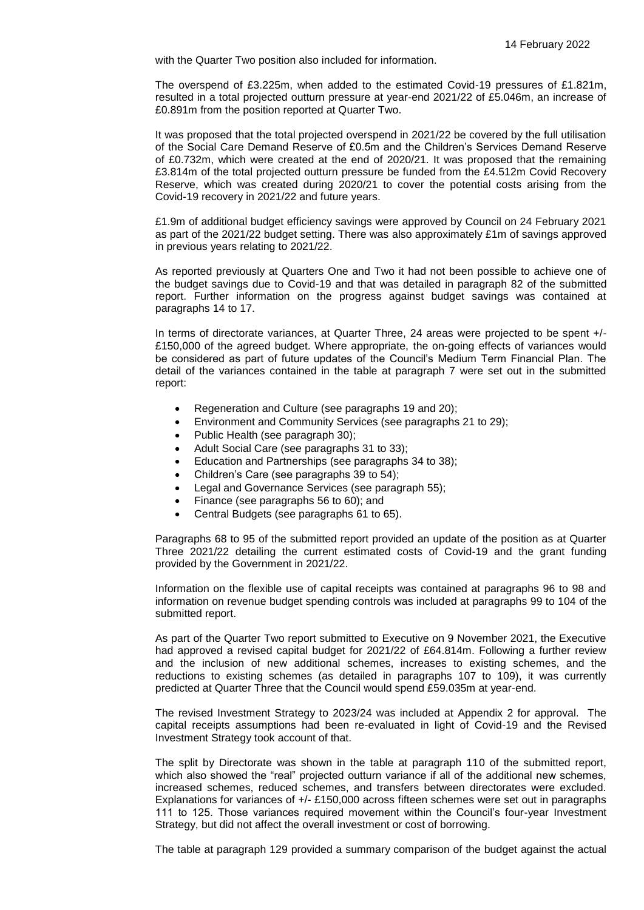with the Quarter Two position also included for information.

The overspend of £3.225m, when added to the estimated Covid-19 pressures of £1.821m, resulted in a total projected outturn pressure at year-end 2021/22 of £5.046m, an increase of £0.891m from the position reported at Quarter Two.

It was proposed that the total projected overspend in 2021/22 be covered by the full utilisation of the Social Care Demand Reserve of £0.5m and the Children's Services Demand Reserve of £0.732m, which were created at the end of 2020/21. It was proposed that the remaining £3.814m of the total projected outturn pressure be funded from the £4.512m Covid Recovery Reserve, which was created during 2020/21 to cover the potential costs arising from the Covid-19 recovery in 2021/22 and future years.

£1.9m of additional budget efficiency savings were approved by Council on 24 February 2021 as part of the 2021/22 budget setting. There was also approximately £1m of savings approved in previous years relating to 2021/22.

As reported previously at Quarters One and Two it had not been possible to achieve one of the budget savings due to Covid-19 and that was detailed in paragraph 82 of the submitted report. Further information on the progress against budget savings was contained at paragraphs 14 to 17.

In terms of directorate variances, at Quarter Three, 24 areas were projected to be spent +/- £150,000 of the agreed budget. Where appropriate, the on-going effects of variances would be considered as part of future updates of the Council's Medium Term Financial Plan. The detail of the variances contained in the table at paragraph 7 were set out in the submitted report:

- Regeneration and Culture (see paragraphs 19 and 20);
- Environment and Community Services (see paragraphs 21 to 29);
- Public Health (see paragraph 30);
- Adult Social Care (see paragraphs 31 to 33);
- Education and Partnerships (see paragraphs 34 to 38);
- Children's Care (see paragraphs 39 to 54);
- Legal and Governance Services (see paragraph 55);
- Finance (see paragraphs 56 to 60); and
- Central Budgets (see paragraphs 61 to 65).

Paragraphs 68 to 95 of the submitted report provided an update of the position as at Quarter Three 2021/22 detailing the current estimated costs of Covid-19 and the grant funding provided by the Government in 2021/22.

Information on the flexible use of capital receipts was contained at paragraphs 96 to 98 and information on revenue budget spending controls was included at paragraphs 99 to 104 of the submitted report.

As part of the Quarter Two report submitted to Executive on 9 November 2021, the Executive had approved a revised capital budget for 2021/22 of £64.814m. Following a further review and the inclusion of new additional schemes, increases to existing schemes, and the reductions to existing schemes (as detailed in paragraphs 107 to 109), it was currently predicted at Quarter Three that the Council would spend £59.035m at year-end.

The revised Investment Strategy to 2023/24 was included at Appendix 2 for approval. The capital receipts assumptions had been re-evaluated in light of Covid-19 and the Revised Investment Strategy took account of that.

The split by Directorate was shown in the table at paragraph 110 of the submitted report, which also showed the "real" projected outturn variance if all of the additional new schemes, increased schemes, reduced schemes, and transfers between directorates were excluded. Explanations for variances of +/- £150,000 across fifteen schemes were set out in paragraphs 111 to 125. Those variances required movement within the Council's four-year Investment Strategy, but did not affect the overall investment or cost of borrowing.

The table at paragraph 129 provided a summary comparison of the budget against the actual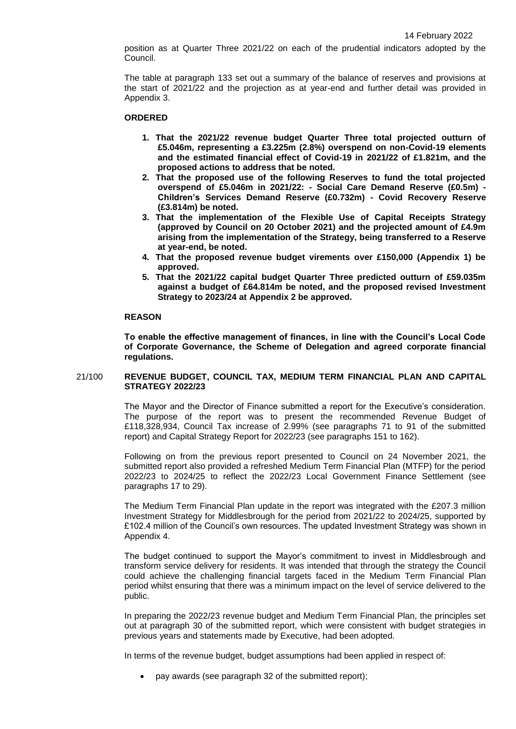position as at Quarter Three 2021/22 on each of the prudential indicators adopted by the Council.

The table at paragraph 133 set out a summary of the balance of reserves and provisions at the start of 2021/22 and the projection as at year-end and further detail was provided in Appendix 3.

**ORDERED**

1. **That the 2021/22 revenue budget Quarter Three total projected outturn of £5.046m, representing a £3.225m (2.8%) overspend on non-Covid-19 elements and the estimated financial effect of Covid-19 in 2021/22 of £1.821m, and the proposed actions to address that be noted.**
2. **That the proposed use of the following Reserves to fund the total projected overspend of £5.046m in 2021/22: - Social Care Demand Reserve (£0.5m) - Children's Services Demand Reserve (£0.732m) - Covid Recovery Reserve (£3.814m) be noted.**
3. **That the implementation of the Flexible Use of Capital Receipts Strategy (approved by Council on 20 October 2021) and the projected amount of £4.9m arising from the implementation of the Strategy, being transferred to a Reserve at year-end, be noted.**
4. **That the proposed revenue budget virements over £150,000 (Appendix 1) be approved.**
5. **That the 2021/22 capital budget Quarter Three predicted outturn of £59.035m against a budget of £64.814m be noted, and the proposed revised Investment Strategy to 2023/24 at Appendix 2 be approved.**

**REASON**

**To enable the effective management of finances, in line with the Council's Local Code of Corporate Governance, the Scheme of Delegation and agreed corporate financial regulations.**

## 21/100 REVENUE BUDGET, COUNCIL TAX, MEDIUM TERM FINANCIAL PLAN AND CAPITAL STRATEGY 2022/23

The Mayor and the Director of Finance submitted a report for the Executive's consideration. The purpose of the report was to present the recommended Revenue Budget of £118,328,934, Council Tax increase of 2.99% (see paragraphs 71 to 91 of the submitted report) and Capital Strategy Report for 2022/23 (see paragraphs 151 to 162).

Following on from the previous report presented to Council on 24 November 2021, the submitted report also provided a refreshed Medium Term Financial Plan (MTFP) for the period 2022/23 to 2024/25 to reflect the 2022/23 Local Government Finance Settlement (see paragraphs 17 to 29).

The Medium Term Financial Plan update in the report was integrated with the £207.3 million Investment Strategy for Middlesbrough for the period from 2021/22 to 2024/25, supported by £102.4 million of the Council's own resources. The updated Investment Strategy was shown in Appendix 4.

The budget continued to support the Mayor's commitment to invest in Middlesbrough and transform service delivery for residents. It was intended that through the strategy the Council could achieve the challenging financial targets faced in the Medium Term Financial Plan period whilst ensuring that there was a minimum impact on the level of service delivered to the public.

In preparing the 2022/23 revenue budget and Medium Term Financial Plan, the principles set out at paragraph 30 of the submitted report, which were consistent with budget strategies in previous years and statements made by Executive, had been adopted.

In terms of the revenue budget, budget assumptions had been applied in respect of:

- pay awards (see paragraph 32 of the submitted report);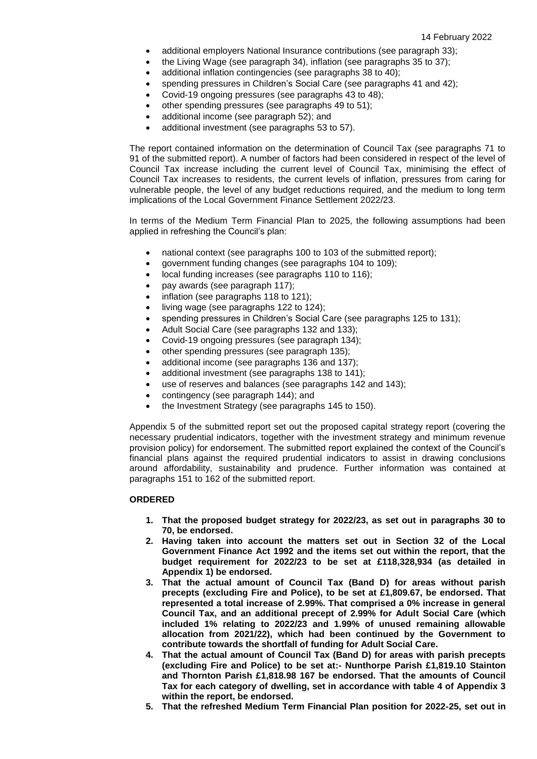- additional employers National Insurance contributions (see paragraph 33);
- the Living Wage (see paragraph 34), inflation (see paragraphs 35 to 37);
- additional inflation contingencies (see paragraphs 38 to 40);
- spending pressures in Children's Social Care (see paragraphs 41 and 42);
- Covid-19 ongoing pressures (see paragraphs 43 to 48);
- other spending pressures (see paragraphs 49 to 51);
- additional income (see paragraph 52); and
- additional investment (see paragraphs 53 to 57).

The report contained information on the determination of Council Tax (see paragraphs 71 to 91 of the submitted report). A number of factors had been considered in respect of the level of Council Tax increase including the current level of Council Tax, minimising the effect of Council Tax increases to residents, the current levels of inflation, pressures from caring for vulnerable people, the level of any budget reductions required, and the medium to long term implications of the Local Government Finance Settlement 2022/23.

In terms of the Medium Term Financial Plan to 2025, the following assumptions had been applied in refreshing the Council's plan:

- national context (see paragraphs 100 to 103 of the submitted report);
- government funding changes (see paragraphs 104 to 109);
- local funding increases (see paragraphs 110 to 116);
- pay awards (see paragraph 117);
- inflation (see paragraphs 118 to 121);
- living wage (see paragraphs 122 to 124);
- spending pressures in Children's Social Care (see paragraphs 125 to 131);
- Adult Social Care (see paragraphs 132 and 133);
- Covid-19 ongoing pressures (see paragraph 134);
- other spending pressures (see paragraph 135);
- additional income (see paragraphs 136 and 137);
- additional investment (see paragraphs 138 to 141);
- use of reserves and balances (see paragraphs 142 and 143);
- contingency (see paragraph 144); and
- the Investment Strategy (see paragraphs 145 to 150).

Appendix 5 of the submitted report set out the proposed capital strategy report (covering the necessary prudential indicators, together with the investment strategy and minimum revenue provision policy) for endorsement. The submitted report explained the context of the Council's financial plans against the required prudential indicators to assist in drawing conclusions around affordability, sustainability and prudence. Further information was contained at paragraphs 151 to 162 of the submitted report.

**ORDERED**

1. **That the proposed budget strategy for 2022/23, as set out in paragraphs 30 to 70, be endorsed.**
2. **Having taken into account the matters set out in Section 32 of the Local Government Finance Act 1992 and the items set out within the report, that the budget requirement for 2022/23 to be set at £118,328,934 (as detailed in Appendix 1) be endorsed.**
3. **That the actual amount of Council Tax (Band D) for areas without parish precepts (excluding Fire and Police), to be set at £1,809.67, be endorsed. That represented a total increase of 2.99%. That comprised a 0% increase in general Council Tax, and an additional precept of 2.99% for Adult Social Care (which included 1% relating to 2022/23 and 1.99% of unused remaining allowable allocation from 2021/22), which had been continued by the Government to contribute towards the shortfall of funding for Adult Social Care.**
4. **That the actual amount of Council Tax (Band D) for areas with parish precepts (excluding Fire and Police) to be set at:- Nunthorpe Parish £1,819.10 Stainton and Thornton Parish £1,818.98 167 be endorsed. That the amounts of Council Tax for each category of dwelling, set in accordance with table 4 of Appendix 3 within the report, be endorsed.**
5. **That the refreshed Medium Term Financial Plan position for 2022-25, set out in**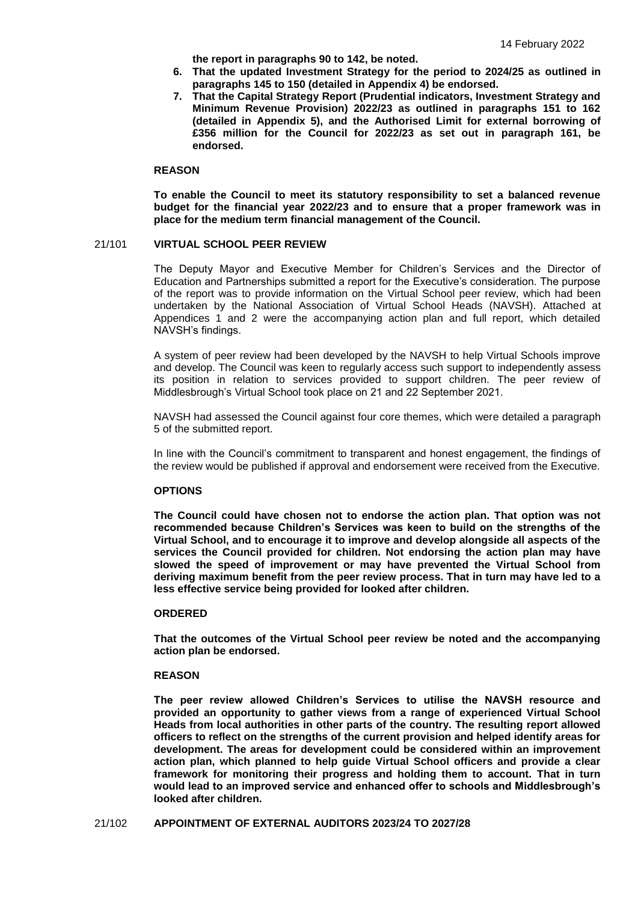**the report in paragraphs 90 to 142, be noted.**

6. **That the updated Investment Strategy for the period to 2024/25 as outlined in paragraphs 145 to 150 (detailed in Appendix 4) be endorsed.**
7. **That the Capital Strategy Report (Prudential indicators, Investment Strategy and Minimum Revenue Provision) 2022/23 as outlined in paragraphs 151 to 162 (detailed in Appendix 5), and the Authorised Limit for external borrowing of £356 million for the Council for 2022/23 as set out in paragraph 161, be endorsed.**

**REASON**

**To enable the Council to meet its statutory responsibility to set a balanced revenue budget for the financial year 2022/23 and to ensure that a proper framework was in place for the medium term financial management of the Council.**

## 21/101 VIRTUAL SCHOOL PEER REVIEW

The Deputy Mayor and Executive Member for Children's Services and the Director of Education and Partnerships submitted a report for the Executive's consideration. The purpose of the report was to provide information on the Virtual School peer review, which had been undertaken by the National Association of Virtual School Heads (NAVSH). Attached at Appendices 1 and 2 were the accompanying action plan and full report, which detailed NAVSH's findings.

A system of peer review had been developed by the NAVSH to help Virtual Schools improve and develop. The Council was keen to regularly access such support to independently assess its position in relation to services provided to support children. The peer review of Middlesbrough's Virtual School took place on 21 and 22 September 2021.

NAVSH had assessed the Council against four core themes, which were detailed a paragraph 5 of the submitted report.

In line with the Council's commitment to transparent and honest engagement, the findings of the review would be published if approval and endorsement were received from the Executive.

**OPTIONS**

**The Council could have chosen not to endorse the action plan. That option was not recommended because Children's Services was keen to build on the strengths of the Virtual School, and to encourage it to improve and develop alongside all aspects of the services the Council provided for children. Not endorsing the action plan may have slowed the speed of improvement or may have prevented the Virtual School from deriving maximum benefit from the peer review process. That in turn may have led to a less effective service being provided for looked after children.**

**ORDERED**

**That the outcomes of the Virtual School peer review be noted and the accompanying action plan be endorsed.**

**REASON**

**The peer review allowed Children's Services to utilise the NAVSH resource and provided an opportunity to gather views from a range of experienced Virtual School Heads from local authorities in other parts of the country. The resulting report allowed officers to reflect on the strengths of the current provision and helped identify areas for development. The areas for development could be considered within an improvement action plan, which planned to help guide Virtual School officers and provide a clear framework for monitoring their progress and holding them to account. That in turn would lead to an improved service and enhanced offer to schools and Middlesbrough's looked after children.**

## 21/102 APPOINTMENT OF EXTERNAL AUDITORS 2023/24 TO 2027/28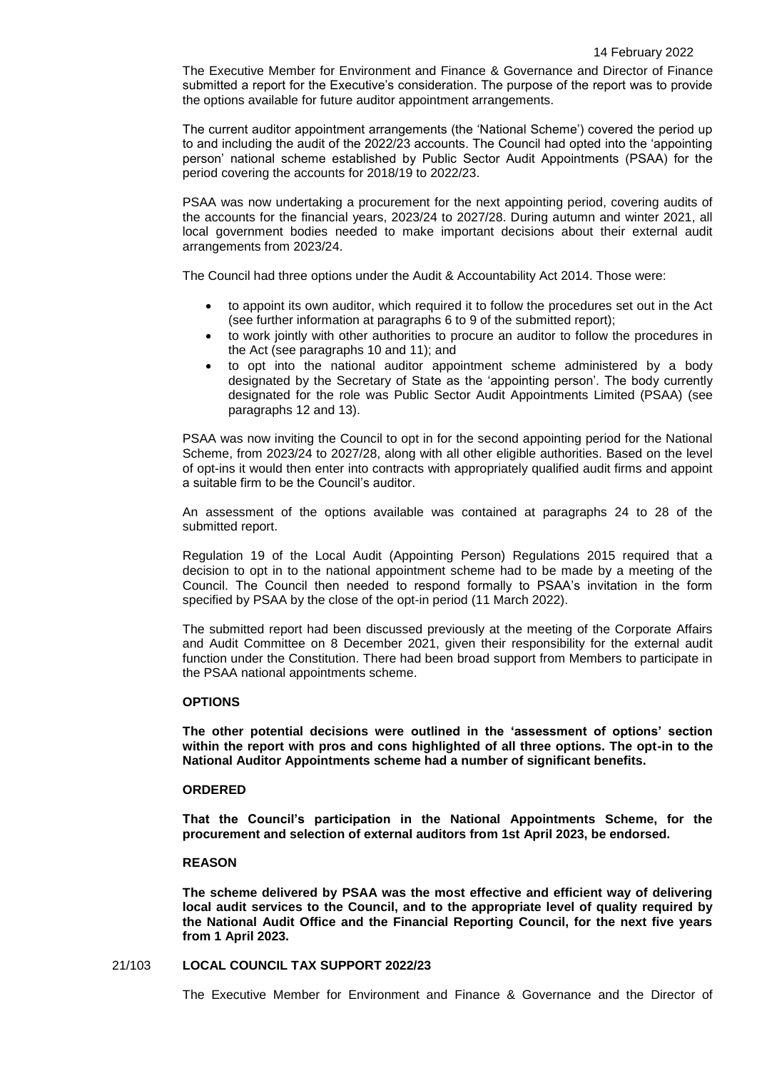The Executive Member for Environment and Finance & Governance and Director of Finance submitted a report for the Executive's consideration. The purpose of the report was to provide the options available for future auditor appointment arrangements.

The current auditor appointment arrangements (the 'National Scheme') covered the period up to and including the audit of the 2022/23 accounts. The Council had opted into the 'appointing person' national scheme established by Public Sector Audit Appointments (PSAA) for the period covering the accounts for 2018/19 to 2022/23.

PSAA was now undertaking a procurement for the next appointing period, covering audits of the accounts for the financial years, 2023/24 to 2027/28. During autumn and winter 2021, all local government bodies needed to make important decisions about their external audit arrangements from 2023/24.

The Council had three options under the Audit & Accountability Act 2014. Those were:

- to appoint its own auditor, which required it to follow the procedures set out in the Act (see further information at paragraphs 6 to 9 of the submitted report);
- to work jointly with other authorities to procure an auditor to follow the procedures in the Act (see paragraphs 10 and 11); and
- to opt into the national auditor appointment scheme administered by a body designated by the Secretary of State as the 'appointing person'. The body currently designated for the role was Public Sector Audit Appointments Limited (PSAA) (see paragraphs 12 and 13).

PSAA was now inviting the Council to opt in for the second appointing period for the National Scheme, from 2023/24 to 2027/28, along with all other eligible authorities. Based on the level of opt-ins it would then enter into contracts with appropriately qualified audit firms and appoint a suitable firm to be the Council's auditor.

An assessment of the options available was contained at paragraphs 24 to 28 of the submitted report.

Regulation 19 of the Local Audit (Appointing Person) Regulations 2015 required that a decision to opt in to the national appointment scheme had to be made by a meeting of the Council. The Council then needed to respond formally to PSAA's invitation in the form specified by PSAA by the close of the opt-in period (11 March 2022).

The submitted report had been discussed previously at the meeting of the Corporate Affairs and Audit Committee on 8 December 2021, given their responsibility for the external audit function under the Constitution. There had been broad support from Members to participate in the PSAA national appointments scheme.

**OPTIONS**

**The other potential decisions were outlined in the 'assessment of options' section within the report with pros and cons highlighted of all three options. The opt-in to the National Auditor Appointments scheme had a number of significant benefits.**

**ORDERED**

**That the Council's participation in the National Appointments Scheme, for the procurement and selection of external auditors from 1st April 2023, be endorsed.**

**REASON**

**The scheme delivered by PSAA was the most effective and efficient way of delivering local audit services to the Council, and to the appropriate level of quality required by the National Audit Office and the Financial Reporting Council, for the next five years from 1 April 2023.**

## 21/103 LOCAL COUNCIL TAX SUPPORT 2022/23

The Executive Member for Environment and Finance & Governance and the Director of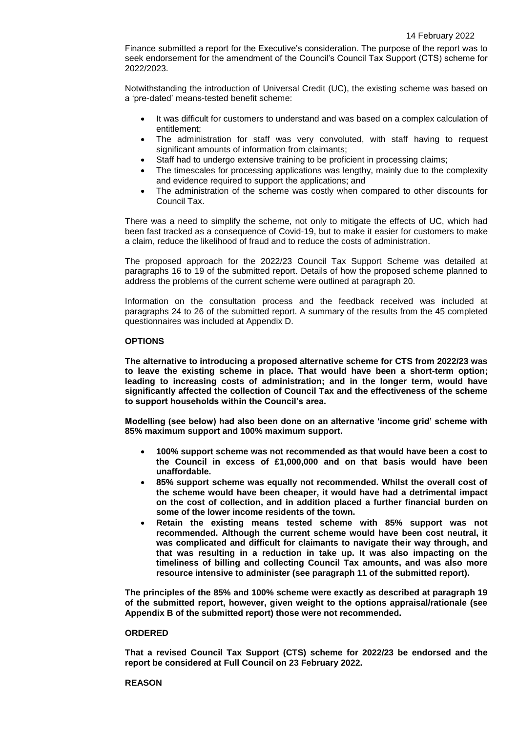14 February 2022

Finance submitted a report for the Executive's consideration. The purpose of the report was to seek endorsement for the amendment of the Council's Council Tax Support (CTS) scheme for 2022/2023.

Notwithstanding the introduction of Universal Credit (UC), the existing scheme was based on a 'pre-dated' means-tested benefit scheme:

- It was difficult for customers to understand and was based on a complex calculation of entitlement;
- The administration for staff was very convoluted, with staff having to request significant amounts of information from claimants;
- Staff had to undergo extensive training to be proficient in processing claims;
- The timescales for processing applications was lengthy, mainly due to the complexity and evidence required to support the applications; and
- The administration of the scheme was costly when compared to other discounts for Council Tax.

There was a need to simplify the scheme, not only to mitigate the effects of UC, which had been fast tracked as a consequence of Covid-19, but to make it easier for customers to make a claim, reduce the likelihood of fraud and to reduce the costs of administration.

The proposed approach for the 2022/23 Council Tax Support Scheme was detailed at paragraphs 16 to 19 of the submitted report. Details of how the proposed scheme planned to address the problems of the current scheme were outlined at paragraph 20.

Information on the consultation process and the feedback received was included at paragraphs 24 to 26 of the submitted report. A summary of the results from the 45 completed questionnaires was included at Appendix D.

**OPTIONS**

**The alternative to introducing a proposed alternative scheme for CTS from 2022/23 was to leave the existing scheme in place. That would have been a short-term option; leading to increasing costs of administration; and in the longer term, would have significantly affected the collection of Council Tax and the effectiveness of the scheme to support households within the Council's area.**

**Modelling (see below) had also been done on an alternative 'income grid' scheme with 85% maximum support and 100% maximum support.**

- **100% support scheme was not recommended as that would have been a cost to the Council in excess of £1,000,000 and on that basis would have been unaffordable.**
- **85% support scheme was equally not recommended. Whilst the overall cost of the scheme would have been cheaper, it would have had a detrimental impact on the cost of collection, and in addition placed a further financial burden on some of the lower income residents of the town.**
- **Retain the existing means tested scheme with 85% support was not recommended. Although the current scheme would have been cost neutral, it was complicated and difficult for claimants to navigate their way through, and that was resulting in a reduction in take up. It was also impacting on the timeliness of billing and collecting Council Tax amounts, and was also more resource intensive to administer (see paragraph 11 of the submitted report).**

**The principles of the 85% and 100% scheme were exactly as described at paragraph 19 of the submitted report, however, given weight to the options appraisal/rationale (see Appendix B of the submitted report) those were not recommended.**

**ORDERED**

**That a revised Council Tax Support (CTS) scheme for 2022/23 be endorsed and the report be considered at Full Council on 23 February 2022.**

**REASON**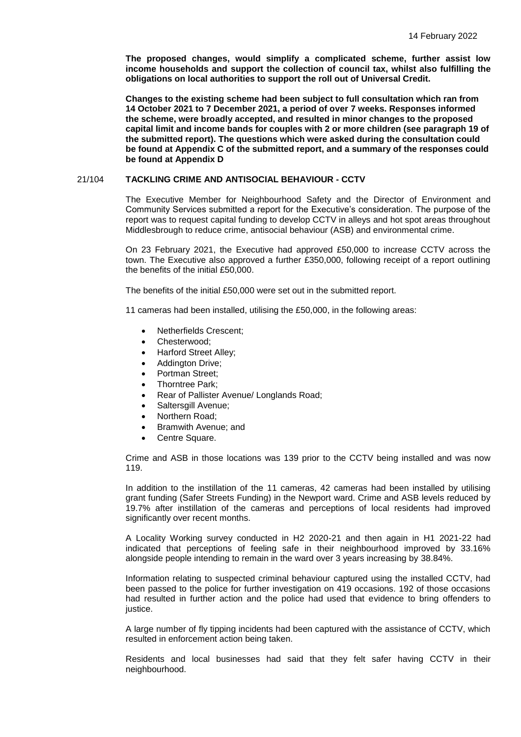**The proposed changes, would simplify a complicated scheme, further assist low income households and support the collection of council tax, whilst also fulfilling the obligations on local authorities to support the roll out of Universal Credit.**

**Changes to the existing scheme had been subject to full consultation which ran from 14 October 2021 to 7 December 2021, a period of over 7 weeks. Responses informed the scheme, were broadly accepted, and resulted in minor changes to the proposed capital limit and income bands for couples with 2 or more children (see paragraph 19 of the submitted report). The questions which were asked during the consultation could be found at Appendix C of the submitted report, and a summary of the responses could be found at Appendix D**

## 21/104 TACKLING CRIME AND ANTISOCIAL BEHAVIOUR - CCTV

The Executive Member for Neighbourhood Safety and the Director of Environment and Community Services submitted a report for the Executive's consideration. The purpose of the report was to request capital funding to develop CCTV in alleys and hot spot areas throughout Middlesbrough to reduce crime, antisocial behaviour (ASB) and environmental crime.

On 23 February 2021, the Executive had approved £50,000 to increase CCTV across the town. The Executive also approved a further £350,000, following receipt of a report outlining the benefits of the initial £50,000.

The benefits of the initial £50,000 were set out in the submitted report.

11 cameras had been installed, utilising the £50,000, in the following areas:

- Netherfields Crescent;
- Chesterwood;
- Harford Street Alley;
- Addington Drive;
- Portman Street;
- Thorntree Park;
- Rear of Pallister Avenue/ Longlands Road;
- Saltersgill Avenue;
- Northern Road;
- Bramwith Avenue; and
- Centre Square.

Crime and ASB in those locations was 139 prior to the CCTV being installed and was now 119.

In addition to the instillation of the 11 cameras, 42 cameras had been installed by utilising grant funding (Safer Streets Funding) in the Newport ward. Crime and ASB levels reduced by 19.7% after instillation of the cameras and perceptions of local residents had improved significantly over recent months.

A Locality Working survey conducted in H2 2020-21 and then again in H1 2021-22 had indicated that perceptions of feeling safe in their neighbourhood improved by 33.16% alongside people intending to remain in the ward over 3 years increasing by 38.84%.

Information relating to suspected criminal behaviour captured using the installed CCTV, had been passed to the police for further investigation on 419 occasions. 192 of those occasions had resulted in further action and the police had used that evidence to bring offenders to justice.

A large number of fly tipping incidents had been captured with the assistance of CCTV, which resulted in enforcement action being taken.

Residents and local businesses had said that they felt safer having CCTV in their neighbourhood.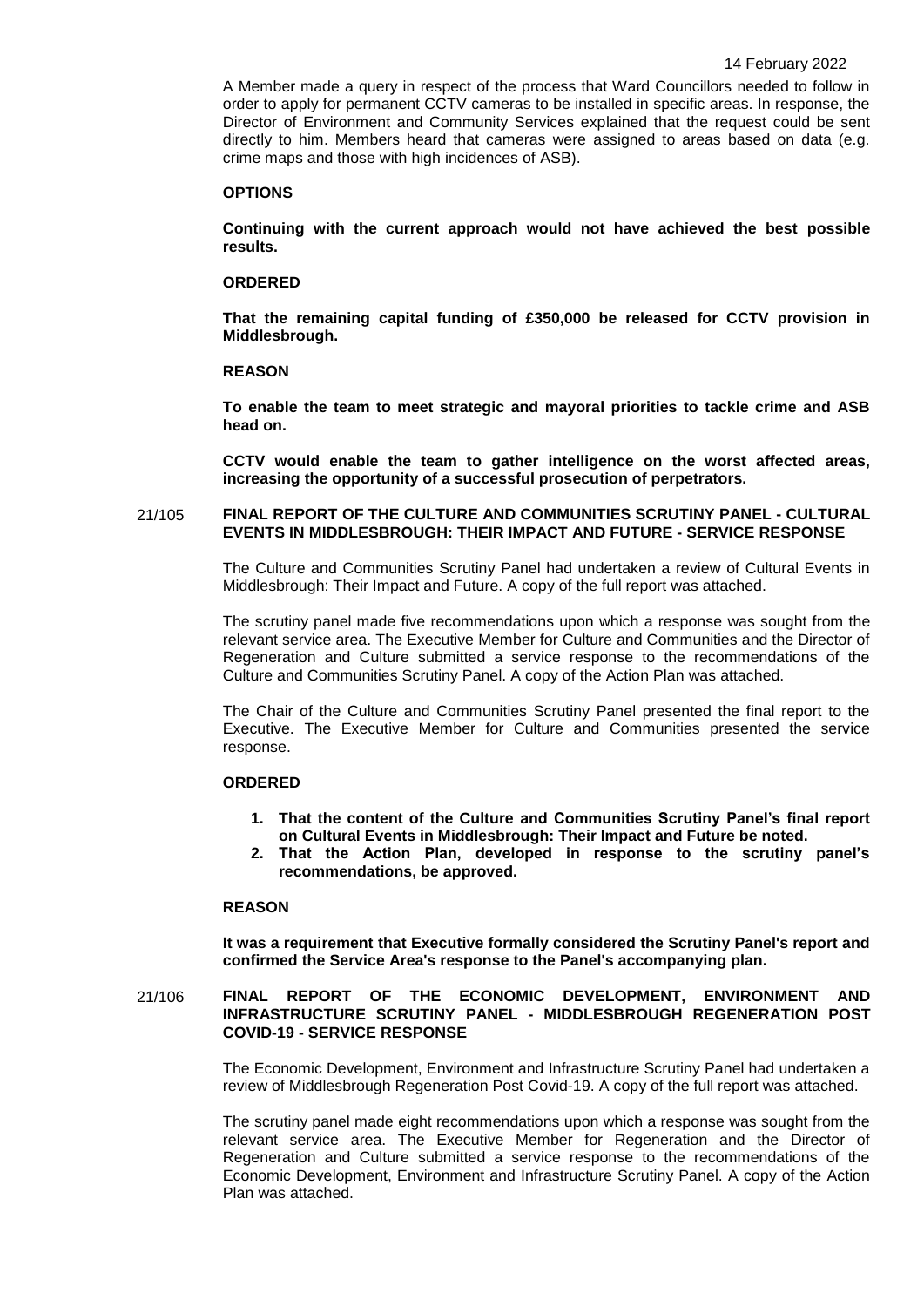A Member made a query in respect of the process that Ward Councillors needed to follow in order to apply for permanent CCTV cameras to be installed in specific areas. In response, the Director of Environment and Community Services explained that the request could be sent directly to him. Members heard that cameras were assigned to areas based on data (e.g. crime maps and those with high incidences of ASB).

**OPTIONS**

**Continuing with the current approach would not have achieved the best possible results.**

**ORDERED**

**That the remaining capital funding of £350,000 be released for CCTV provision in Middlesbrough.**

**REASON**

**To enable the team to meet strategic and mayoral priorities to tackle crime and ASB head on.**

**CCTV would enable the team to gather intelligence on the worst affected areas, increasing the opportunity of a successful prosecution of perpetrators.**

## 21/105 FINAL REPORT OF THE CULTURE AND COMMUNITIES SCRUTINY PANEL - CULTURAL EVENTS IN MIDDLESBROUGH: THEIR IMPACT AND FUTURE - SERVICE RESPONSE

The Culture and Communities Scrutiny Panel had undertaken a review of Cultural Events in Middlesbrough: Their Impact and Future. A copy of the full report was attached.

The scrutiny panel made five recommendations upon which a response was sought from the relevant service area. The Executive Member for Culture and Communities and the Director of Regeneration and Culture submitted a service response to the recommendations of the Culture and Communities Scrutiny Panel. A copy of the Action Plan was attached.

The Chair of the Culture and Communities Scrutiny Panel presented the final report to the Executive. The Executive Member for Culture and Communities presented the service response.

**ORDERED**

1. **That the content of the Culture and Communities Scrutiny Panel's final report on Cultural Events in Middlesbrough: Their Impact and Future be noted.**
2. **That the Action Plan, developed in response to the scrutiny panel's recommendations, be approved.**

**REASON**

**It was a requirement that Executive formally considered the Scrutiny Panel's report and confirmed the Service Area's response to the Panel's accompanying plan.**

## 21/106 FINAL REPORT OF THE ECONOMIC DEVELOPMENT, ENVIRONMENT AND INFRASTRUCTURE SCRUTINY PANEL - MIDDLESBROUGH REGENERATION POST COVID-19 - SERVICE RESPONSE

The Economic Development, Environment and Infrastructure Scrutiny Panel had undertaken a review of Middlesbrough Regeneration Post Covid-19. A copy of the full report was attached.

The scrutiny panel made eight recommendations upon which a response was sought from the relevant service area. The Executive Member for Regeneration and the Director of Regeneration and Culture submitted a service response to the recommendations of the Economic Development, Environment and Infrastructure Scrutiny Panel. A copy of the Action Plan was attached.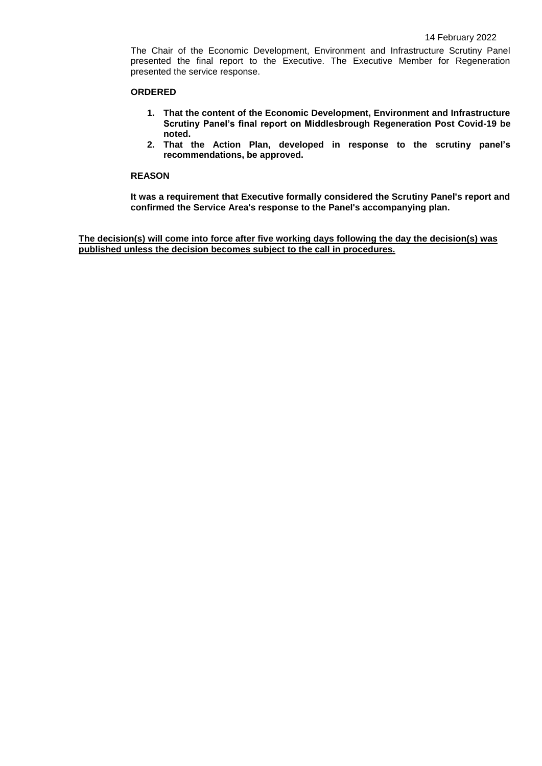The Chair of the Economic Development, Environment and Infrastructure Scrutiny Panel presented the final report to the Executive. The Executive Member for Regeneration presented the service response.

**ORDERED**

1. **That the content of the Economic Development, Environment and Infrastructure Scrutiny Panel's final report on Middlesbrough Regeneration Post Covid-19 be noted.**
2. **That the Action Plan, developed in response to the scrutiny panel's recommendations, be approved.**

**REASON**

**It was a requirement that Executive formally considered the Scrutiny Panel's report and confirmed the Service Area's response to the Panel's accompanying plan.**

**The decision(s) will come into force after five working days following the day the decision(s) was published unless the decision becomes subject to the call in procedures.**